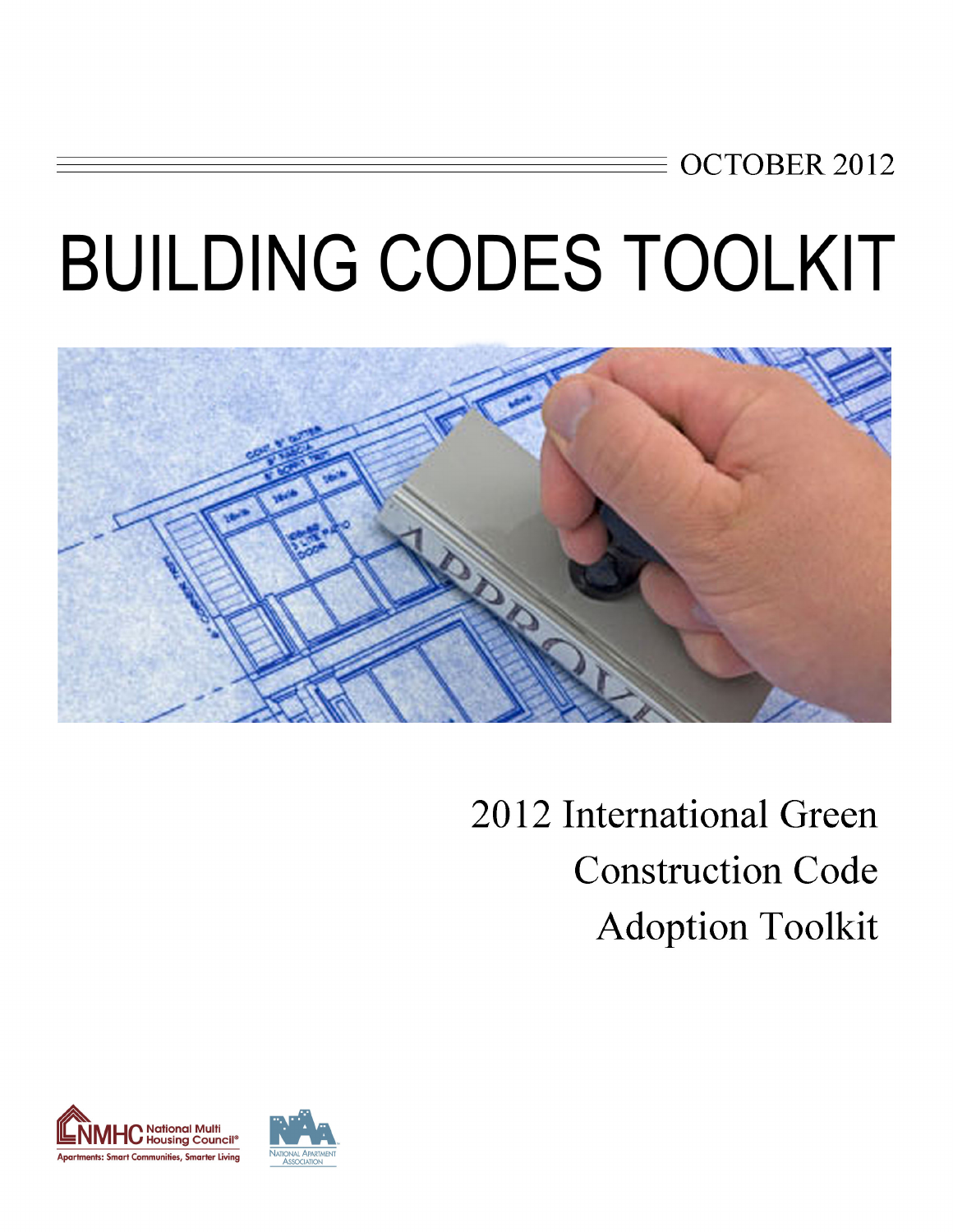OCTOBER 2012

# BUILDING CODES TOOLKIT

## 2012 International Green Construction Code Adoption Toolkit

NMHC National Multi Housing Council®
Apartments: Smart Communities, Smarter Living

National Apartment Association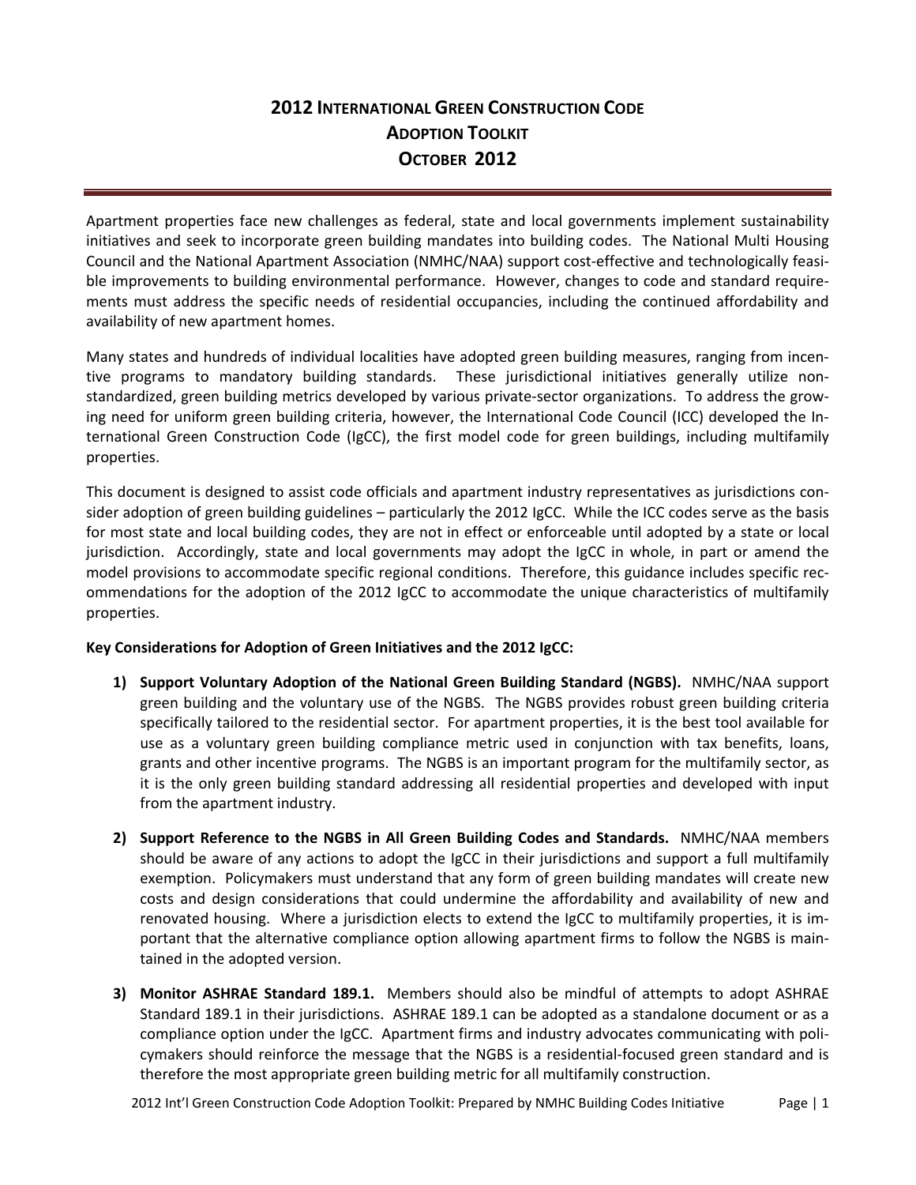# 2012 International Green Construction Code Adoption Toolkit October 2012

Apartment properties face new challenges as federal, state and local governments implement sustainability initiatives and seek to incorporate green building mandates into building codes. The National Multi Housing Council and the National Apartment Association (NMHC/NAA) support cost-effective and technologically feasible improvements to building environmental performance. However, changes to code and standard requirements must address the specific needs of residential occupancies, including the continued affordability and availability of new apartment homes.

Many states and hundreds of individual localities have adopted green building measures, ranging from incentive programs to mandatory building standards. These jurisdictional initiatives generally utilize non-standardized, green building metrics developed by various private-sector organizations. To address the growing need for uniform green building criteria, however, the International Code Council (ICC) developed the International Green Construction Code (IgCC), the first model code for green buildings, including multifamily properties.

This document is designed to assist code officials and apartment industry representatives as jurisdictions consider adoption of green building guidelines – particularly the 2012 IgCC. While the ICC codes serve as the basis for most state and local building codes, they are not in effect or enforceable until adopted by a state or local jurisdiction. Accordingly, state and local governments may adopt the IgCC in whole, in part or amend the model provisions to accommodate specific regional conditions. Therefore, this guidance includes specific recommendations for the adoption of the 2012 IgCC to accommodate the unique characteristics of multifamily properties.

**Key Considerations for Adoption of Green Initiatives and the 2012 IgCC:**

1) **Support Voluntary Adoption of the National Green Building Standard (NGBS).** NMHC/NAA support green building and the voluntary use of the NGBS. The NGBS provides robust green building criteria specifically tailored to the residential sector. For apartment properties, it is the best tool available for use as a voluntary green building compliance metric used in conjunction with tax benefits, loans, grants and other incentive programs. The NGBS is an important program for the multifamily sector, as it is the only green building standard addressing all residential properties and developed with input from the apartment industry.

2) **Support Reference to the NGBS in All Green Building Codes and Standards.** NMHC/NAA members should be aware of any actions to adopt the IgCC in their jurisdictions and support a full multifamily exemption. Policymakers must understand that any form of green building mandates will create new costs and design considerations that could undermine the affordability and availability of new and renovated housing. Where a jurisdiction elects to extend the IgCC to multifamily properties, it is important that the alternative compliance option allowing apartment firms to follow the NGBS is maintained in the adopted version.

3) **Monitor ASHRAE Standard 189.1.** Members should also be mindful of attempts to adopt ASHRAE Standard 189.1 in their jurisdictions. ASHRAE 189.1 can be adopted as a standalone document or as a compliance option under the IgCC. Apartment firms and industry advocates communicating with policymakers should reinforce the message that the NGBS is a residential-focused green standard and is therefore the most appropriate green building metric for all multifamily construction.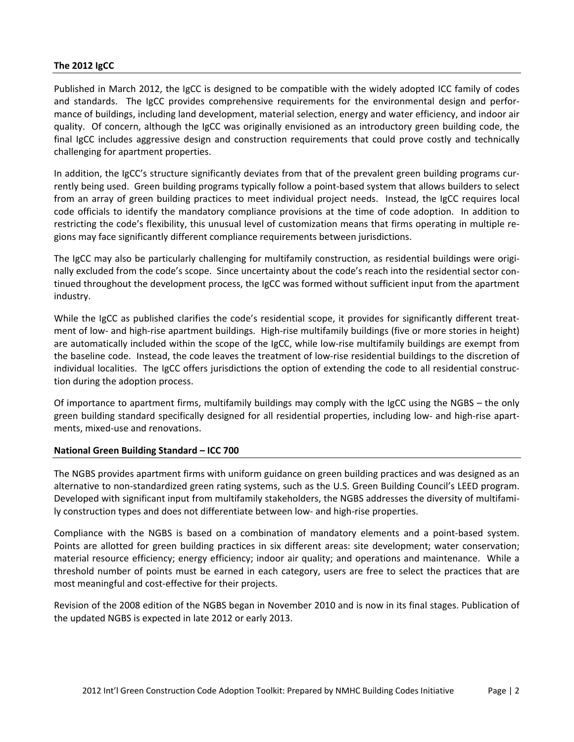## The 2012 IgCC

Published in March 2012, the IgCC is designed to be compatible with the widely adopted ICC family of codes and standards. The IgCC provides comprehensive requirements for the environmental design and performance of buildings, including land development, material selection, energy and water efficiency, and indoor air quality. Of concern, although the IgCC was originally envisioned as an introductory green building code, the final IgCC includes aggressive design and construction requirements that could prove costly and technically challenging for apartment properties.

In addition, the IgCC's structure significantly deviates from that of the prevalent green building programs currently being used. Green building programs typically follow a point-based system that allows builders to select from an array of green building practices to meet individual project needs. Instead, the IgCC requires local code officials to identify the mandatory compliance provisions at the time of code adoption. In addition to restricting the code's flexibility, this unusual level of customization means that firms operating in multiple regions may face significantly different compliance requirements between jurisdictions.

The IgCC may also be particularly challenging for multifamily construction, as residential buildings were originally excluded from the code's scope. Since uncertainty about the code's reach into the residential sector continued throughout the development process, the IgCC was formed without sufficient input from the apartment industry.

While the IgCC as published clarifies the code's residential scope, it provides for significantly different treatment of low- and high-rise apartment buildings. High-rise multifamily buildings (five or more stories in height) are automatically included within the scope of the IgCC, while low-rise multifamily buildings are exempt from the baseline code. Instead, the code leaves the treatment of low-rise residential buildings to the discretion of individual localities. The IgCC offers jurisdictions the option of extending the code to all residential construction during the adoption process.

Of importance to apartment firms, multifamily buildings may comply with the IgCC using the NGBS – the only green building standard specifically designed for all residential properties, including low- and high-rise apartments, mixed-use and renovations.

## National Green Building Standard – ICC 700

The NGBS provides apartment firms with uniform guidance on green building practices and was designed as an alternative to non-standardized green rating systems, such as the U.S. Green Building Council's LEED program. Developed with significant input from multifamily stakeholders, the NGBS addresses the diversity of multifamily construction types and does not differentiate between low- and high-rise properties.

Compliance with the NGBS is based on a combination of mandatory elements and a point-based system. Points are allotted for green building practices in six different areas: site development; water conservation; material resource efficiency; energy efficiency; indoor air quality; and operations and maintenance. While a threshold number of points must be earned in each category, users are free to select the practices that are most meaningful and cost-effective for their projects.

Revision of the 2008 edition of the NGBS began in November 2010 and is now in its final stages. Publication of the updated NGBS is expected in late 2012 or early 2013.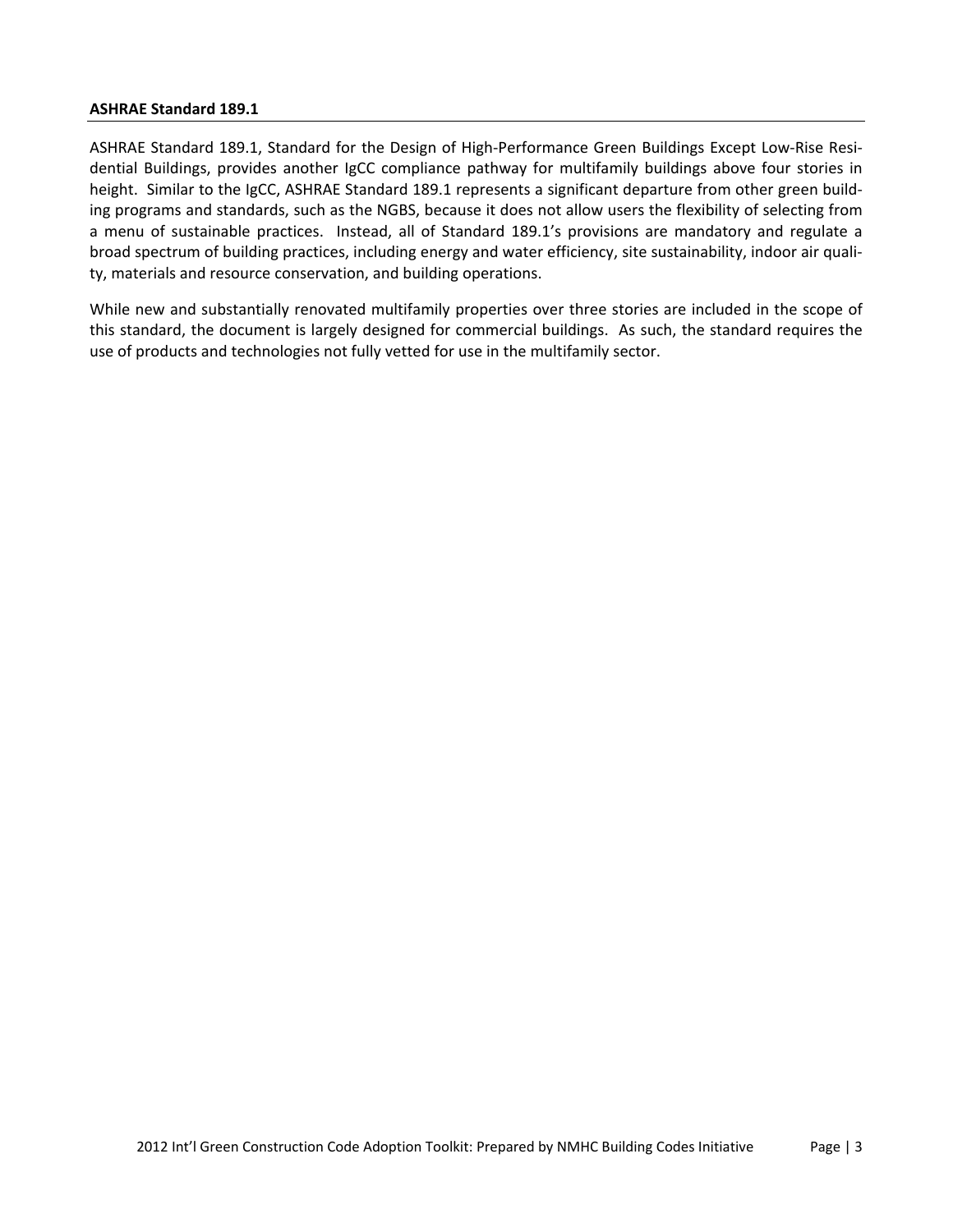**ASHRAE Standard 189.1**

ASHRAE Standard 189.1, Standard for the Design of High-Performance Green Buildings Except Low-Rise Residential Buildings, provides another IgCC compliance pathway for multifamily buildings above four stories in height. Similar to the IgCC, ASHRAE Standard 189.1 represents a significant departure from other green building programs and standards, such as the NGBS, because it does not allow users the flexibility of selecting from a menu of sustainable practices. Instead, all of Standard 189.1's provisions are mandatory and regulate a broad spectrum of building practices, including energy and water efficiency, site sustainability, indoor air quality, materials and resource conservation, and building operations.

While new and substantially renovated multifamily properties over three stories are included in the scope of this standard, the document is largely designed for commercial buildings. As such, the standard requires the use of products and technologies not fully vetted for use in the multifamily sector.